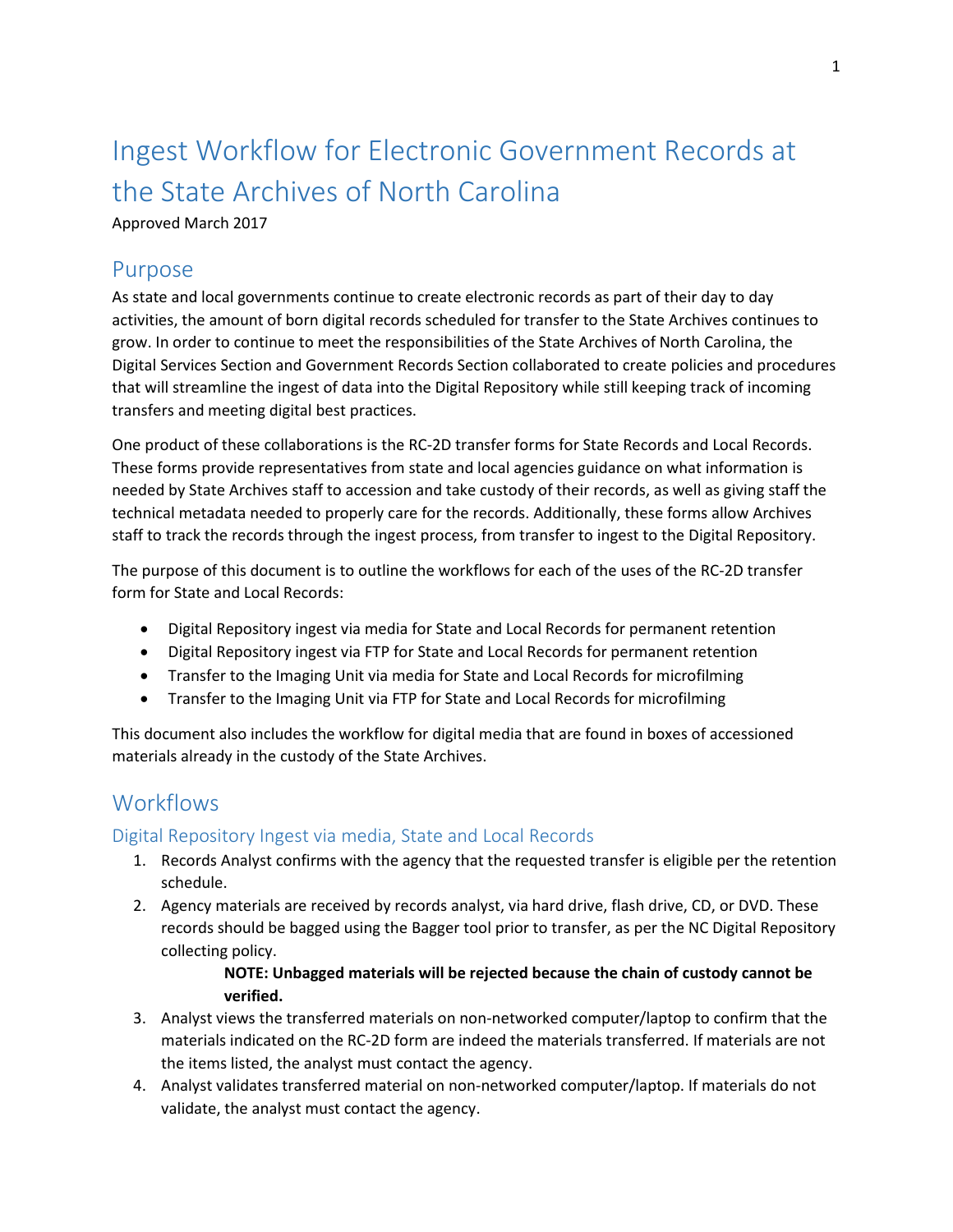# Ingest Workflow for Electronic Government Records at the State Archives of North Carolina

Approved March 2017

## Purpose

As state and local governments continue to create electronic records as part of their day to day activities, the amount of born digital records scheduled for transfer to the State Archives continues to grow. In order to continue to meet the responsibilities of the State Archives of North Carolina, the Digital Services Section and Government Records Section collaborated to create policies and procedures that will streamline the ingest of data into the Digital Repository while still keeping track of incoming transfers and meeting digital best practices.

One product of these collaborations is the RC-2D transfer forms for State Records and Local Records. These forms provide representatives from state and local agencies guidance on what information is needed by State Archives staff to accession and take custody of their records, as well as giving staff the technical metadata needed to properly care for the records. Additionally, these forms allow Archives staff to track the records through the ingest process, from transfer to ingest to the Digital Repository.

The purpose of this document is to outline the workflows for each of the uses of the RC-2D transfer form for State and Local Records:

- Digital Repository ingest via media for State and Local Records for permanent retention
- Digital Repository ingest via FTP for State and Local Records for permanent retention
- Transfer to the Imaging Unit via media for State and Local Records for microfilming
- Transfer to the Imaging Unit via FTP for State and Local Records for microfilming

This document also includes the workflow for digital media that are found in boxes of accessioned materials already in the custody of the State Archives.

## Workflows

### Digital Repository Ingest via media, State and Local Records

1. Records Analyst confirms with the agency that the requested transfer is eligible per the retention schedule.
2. Agency materials are received by records analyst, via hard drive, flash drive, CD, or DVD. These records should be bagged using the Bagger tool prior to transfer, as per the NC Digital Repository collecting policy.

   **NOTE: Unbagged materials will be rejected because the chain of custody cannot be verified.**

3. Analyst views the transferred materials on non-networked computer/laptop to confirm that the materials indicated on the RC-2D form are indeed the materials transferred. If materials are not the items listed, the analyst must contact the agency.
4. Analyst validates transferred material on non-networked computer/laptop. If materials do not validate, the analyst must contact the agency.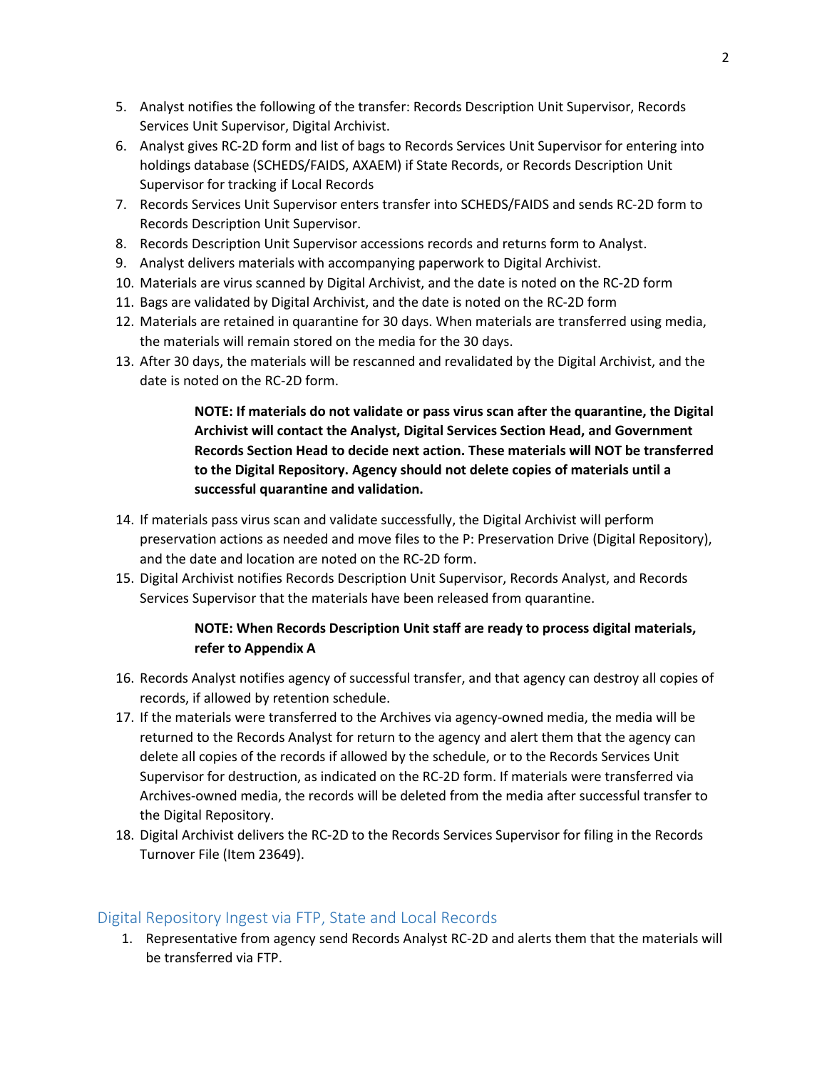5. Analyst notifies the following of the transfer: Records Description Unit Supervisor, Records Services Unit Supervisor, Digital Archivist.
6. Analyst gives RC-2D form and list of bags to Records Services Unit Supervisor for entering into holdings database (SCHEDS/FAIDS, AXAEM) if State Records, or Records Description Unit Supervisor for tracking if Local Records
7. Records Services Unit Supervisor enters transfer into SCHEDS/FAIDS and sends RC-2D form to Records Description Unit Supervisor.
8. Records Description Unit Supervisor accessions records and returns form to Analyst.
9. Analyst delivers materials with accompanying paperwork to Digital Archivist.
10. Materials are virus scanned by Digital Archivist, and the date is noted on the RC-2D form
11. Bags are validated by Digital Archivist, and the date is noted on the RC-2D form
12. Materials are retained in quarantine for 30 days. When materials are transferred using media, the materials will remain stored on the media for the 30 days.
13. After 30 days, the materials will be rescanned and revalidated by the Digital Archivist, and the date is noted on the RC-2D form.

    **NOTE: If materials do not validate or pass virus scan after the quarantine, the Digital Archivist will contact the Analyst, Digital Services Section Head, and Government Records Section Head to decide next action. These materials will NOT be transferred to the Digital Repository. Agency should not delete copies of materials until a successful quarantine and validation.**

14. If materials pass virus scan and validate successfully, the Digital Archivist will perform preservation actions as needed and move files to the P: Preservation Drive (Digital Repository), and the date and location are noted on the RC-2D form.
15. Digital Archivist notifies Records Description Unit Supervisor, Records Analyst, and Records Services Supervisor that the materials have been released from quarantine.

    **NOTE: When Records Description Unit staff are ready to process digital materials, refer to Appendix A**

16. Records Analyst notifies agency of successful transfer, and that agency can destroy all copies of records, if allowed by retention schedule.
17. If the materials were transferred to the Archives via agency-owned media, the media will be returned to the Records Analyst for return to the agency and alert them that the agency can delete all copies of the records if allowed by the schedule, or to the Records Services Unit Supervisor for destruction, as indicated on the RC-2D form. If materials were transferred via Archives-owned media, the records will be deleted from the media after successful transfer to the Digital Repository.
18. Digital Archivist delivers the RC-2D to the Records Services Supervisor for filing in the Records Turnover File (Item 23649).

## Digital Repository Ingest via FTP, State and Local Records

1. Representative from agency send Records Analyst RC-2D and alerts them that the materials will be transferred via FTP.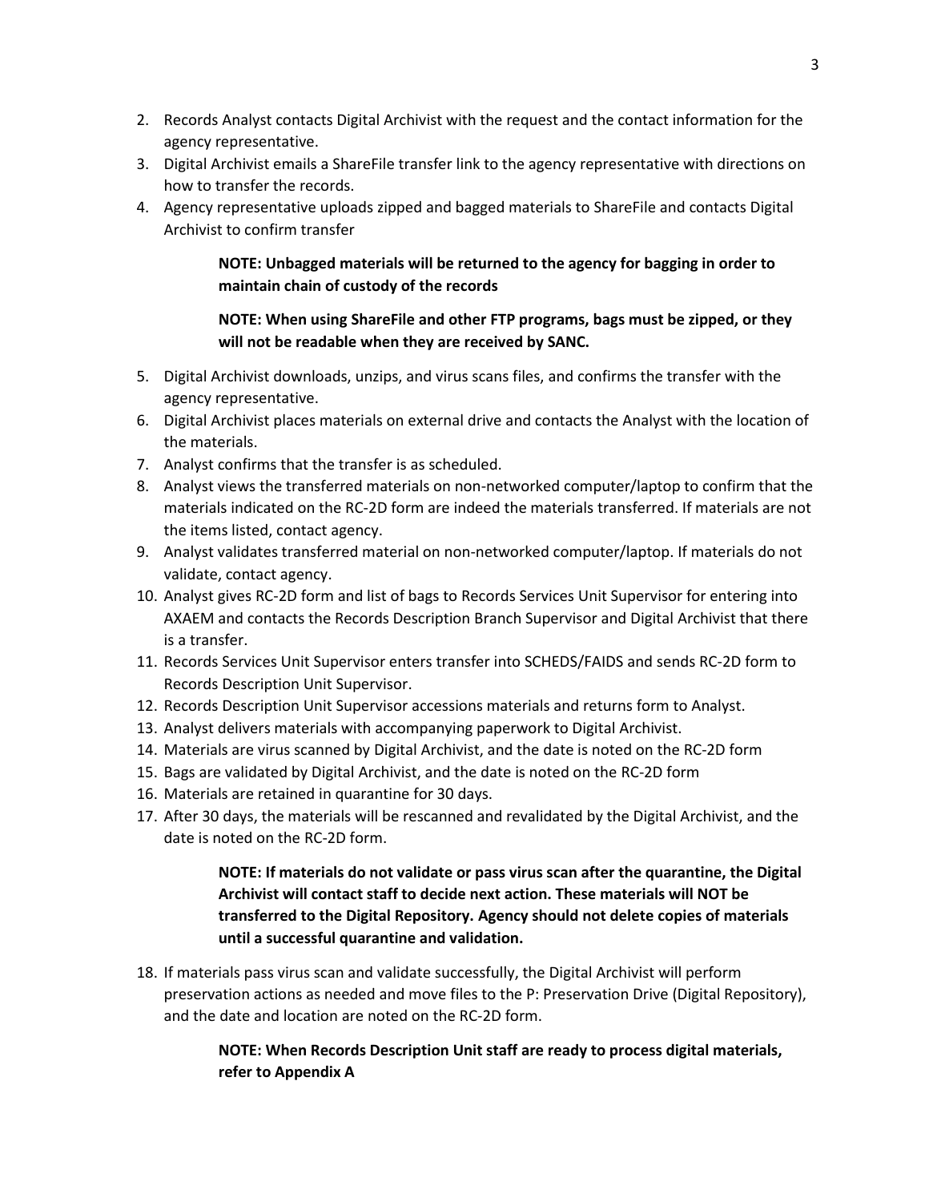2. Records Analyst contacts Digital Archivist with the request and the contact information for the agency representative.
3. Digital Archivist emails a ShareFile transfer link to the agency representative with directions on how to transfer the records.
4. Agency representative uploads zipped and bagged materials to ShareFile and contacts Digital Archivist to confirm transfer

   **NOTE: Unbagged materials will be returned to the agency for bagging in order to maintain chain of custody of the records**

   **NOTE: When using ShareFile and other FTP programs, bags must be zipped, or they will not be readable when they are received by SANC.**

5. Digital Archivist downloads, unzips, and virus scans files, and confirms the transfer with the agency representative.
6. Digital Archivist places materials on external drive and contacts the Analyst with the location of the materials.
7. Analyst confirms that the transfer is as scheduled.
8. Analyst views the transferred materials on non-networked computer/laptop to confirm that the materials indicated on the RC-2D form are indeed the materials transferred. If materials are not the items listed, contact agency.
9. Analyst validates transferred material on non-networked computer/laptop. If materials do not validate, contact agency.
10. Analyst gives RC-2D form and list of bags to Records Services Unit Supervisor for entering into AXAEM and contacts the Records Description Branch Supervisor and Digital Archivist that there is a transfer.
11. Records Services Unit Supervisor enters transfer into SCHEDS/FAIDS and sends RC-2D form to Records Description Unit Supervisor.
12. Records Description Unit Supervisor accessions materials and returns form to Analyst.
13. Analyst delivers materials with accompanying paperwork to Digital Archivist.
14. Materials are virus scanned by Digital Archivist, and the date is noted on the RC-2D form
15. Bags are validated by Digital Archivist, and the date is noted on the RC-2D form
16. Materials are retained in quarantine for 30 days.
17. After 30 days, the materials will be rescanned and revalidated by the Digital Archivist, and the date is noted on the RC-2D form.

    **NOTE: If materials do not validate or pass virus scan after the quarantine, the Digital Archivist will contact staff to decide next action. These materials will NOT be transferred to the Digital Repository. Agency should not delete copies of materials until a successful quarantine and validation.**

18. If materials pass virus scan and validate successfully, the Digital Archivist will perform preservation actions as needed and move files to the P: Preservation Drive (Digital Repository), and the date and location are noted on the RC-2D form.

    **NOTE: When Records Description Unit staff are ready to process digital materials, refer to Appendix A**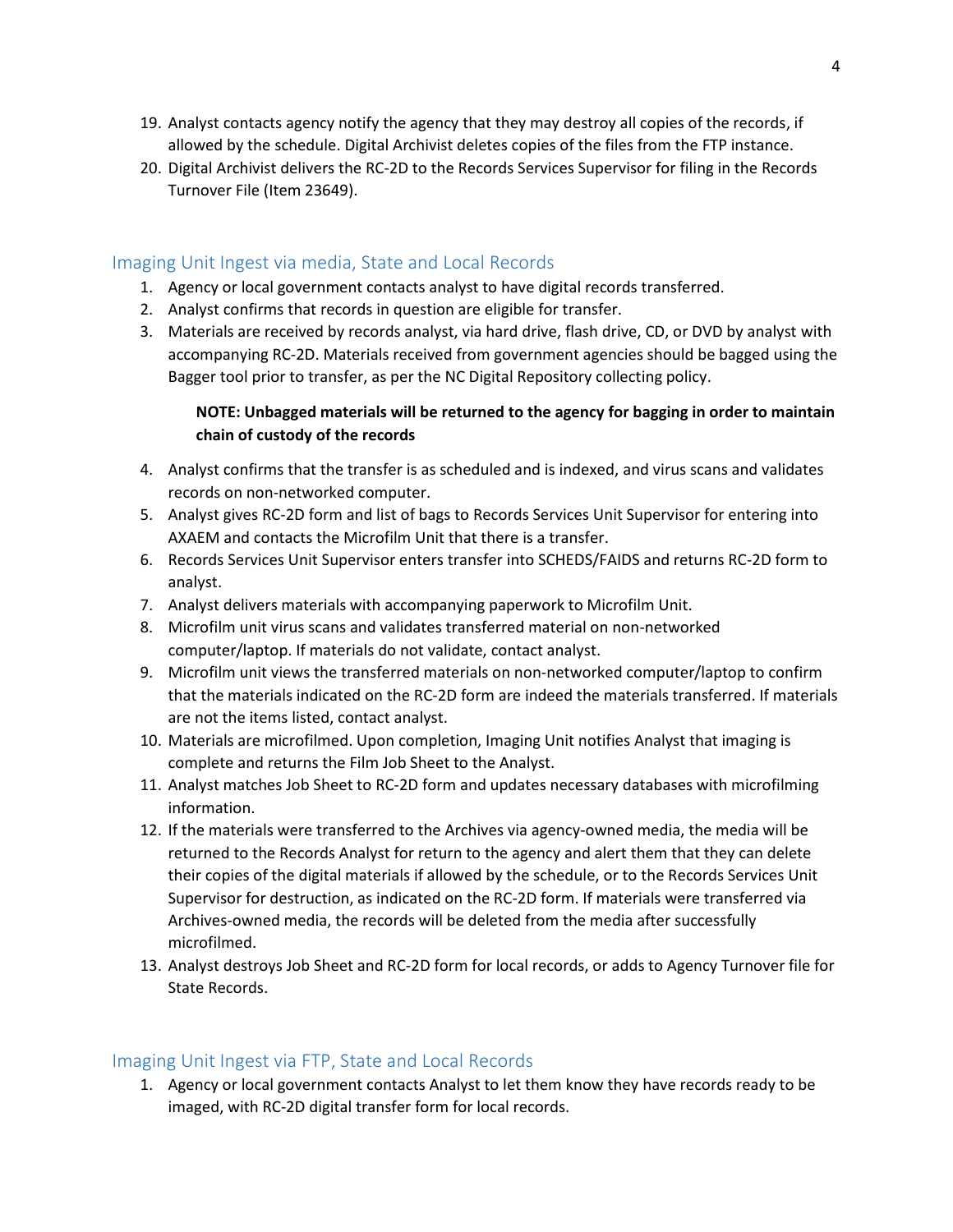19. Analyst contacts agency notify the agency that they may destroy all copies of the records, if allowed by the schedule. Digital Archivist deletes copies of the files from the FTP instance.
20. Digital Archivist delivers the RC-2D to the Records Services Supervisor for filing in the Records Turnover File (Item 23649).

## Imaging Unit Ingest via media, State and Local Records

1. Agency or local government contacts analyst to have digital records transferred.
2. Analyst confirms that records in question are eligible for transfer.
3. Materials are received by records analyst, via hard drive, flash drive, CD, or DVD by analyst with accompanying RC-2D. Materials received from government agencies should be bagged using the Bagger tool prior to transfer, as per the NC Digital Repository collecting policy.

   **NOTE: Unbagged materials will be returned to the agency for bagging in order to maintain chain of custody of the records**

4. Analyst confirms that the transfer is as scheduled and is indexed, and virus scans and validates records on non-networked computer.
5. Analyst gives RC-2D form and list of bags to Records Services Unit Supervisor for entering into AXAEM and contacts the Microfilm Unit that there is a transfer.
6. Records Services Unit Supervisor enters transfer into SCHEDS/FAIDS and returns RC-2D form to analyst.
7. Analyst delivers materials with accompanying paperwork to Microfilm Unit.
8. Microfilm unit virus scans and validates transferred material on non-networked computer/laptop. If materials do not validate, contact analyst.
9. Microfilm unit views the transferred materials on non-networked computer/laptop to confirm that the materials indicated on the RC-2D form are indeed the materials transferred. If materials are not the items listed, contact analyst.
10. Materials are microfilmed. Upon completion, Imaging Unit notifies Analyst that imaging is complete and returns the Film Job Sheet to the Analyst.
11. Analyst matches Job Sheet to RC-2D form and updates necessary databases with microfilming information.
12. If the materials were transferred to the Archives via agency-owned media, the media will be returned to the Records Analyst for return to the agency and alert them that they can delete their copies of the digital materials if allowed by the schedule, or to the Records Services Unit Supervisor for destruction, as indicated on the RC-2D form. If materials were transferred via Archives-owned media, the records will be deleted from the media after successfully microfilmed.
13. Analyst destroys Job Sheet and RC-2D form for local records, or adds to Agency Turnover file for State Records.

## Imaging Unit Ingest via FTP, State and Local Records

1. Agency or local government contacts Analyst to let them know they have records ready to be imaged, with RC-2D digital transfer form for local records.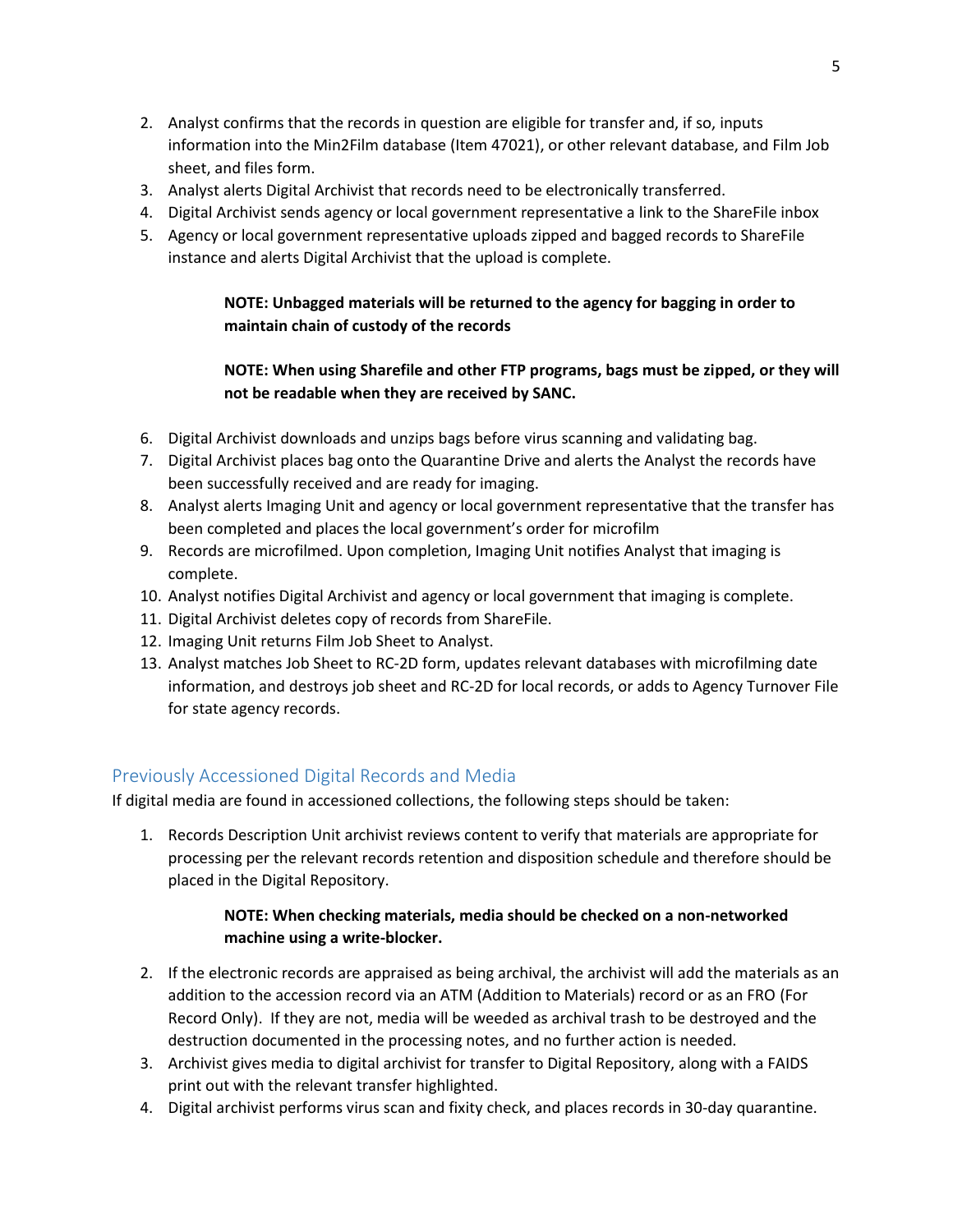2. Analyst confirms that the records in question are eligible for transfer and, if so, inputs information into the Min2Film database (Item 47021), or other relevant database, and Film Job sheet, and files form.
3. Analyst alerts Digital Archivist that records need to be electronically transferred.
4. Digital Archivist sends agency or local government representative a link to the ShareFile inbox
5. Agency or local government representative uploads zipped and bagged records to ShareFile instance and alerts Digital Archivist that the upload is complete.

> **NOTE: Unbagged materials will be returned to the agency for bagging in order to maintain chain of custody of the records**
>
> **NOTE: When using Sharefile and other FTP programs, bags must be zipped, or they will not be readable when they are received by SANC.**

6. Digital Archivist downloads and unzips bags before virus scanning and validating bag.
7. Digital Archivist places bag onto the Quarantine Drive and alerts the Analyst the records have been successfully received and are ready for imaging.
8. Analyst alerts Imaging Unit and agency or local government representative that the transfer has been completed and places the local government's order for microfilm
9. Records are microfilmed. Upon completion, Imaging Unit notifies Analyst that imaging is complete.
10. Analyst notifies Digital Archivist and agency or local government that imaging is complete.
11. Digital Archivist deletes copy of records from ShareFile.
12. Imaging Unit returns Film Job Sheet to Analyst.
13. Analyst matches Job Sheet to RC-2D form, updates relevant databases with microfilming date information, and destroys job sheet and RC-2D for local records, or adds to Agency Turnover File for state agency records.

## Previously Accessioned Digital Records and Media

If digital media are found in accessioned collections, the following steps should be taken:

1. Records Description Unit archivist reviews content to verify that materials are appropriate for processing per the relevant records retention and disposition schedule and therefore should be placed in the Digital Repository.

> **NOTE: When checking materials, media should be checked on a non-networked machine using a write-blocker.**

2. If the electronic records are appraised as being archival, the archivist will add the materials as an addition to the accession record via an ATM (Addition to Materials) record or as an FRO (For Record Only). If they are not, media will be weeded as archival trash to be destroyed and the destruction documented in the processing notes, and no further action is needed.
3. Archivist gives media to digital archivist for transfer to Digital Repository, along with a FAIDS print out with the relevant transfer highlighted.
4. Digital archivist performs virus scan and fixity check, and places records in 30-day quarantine.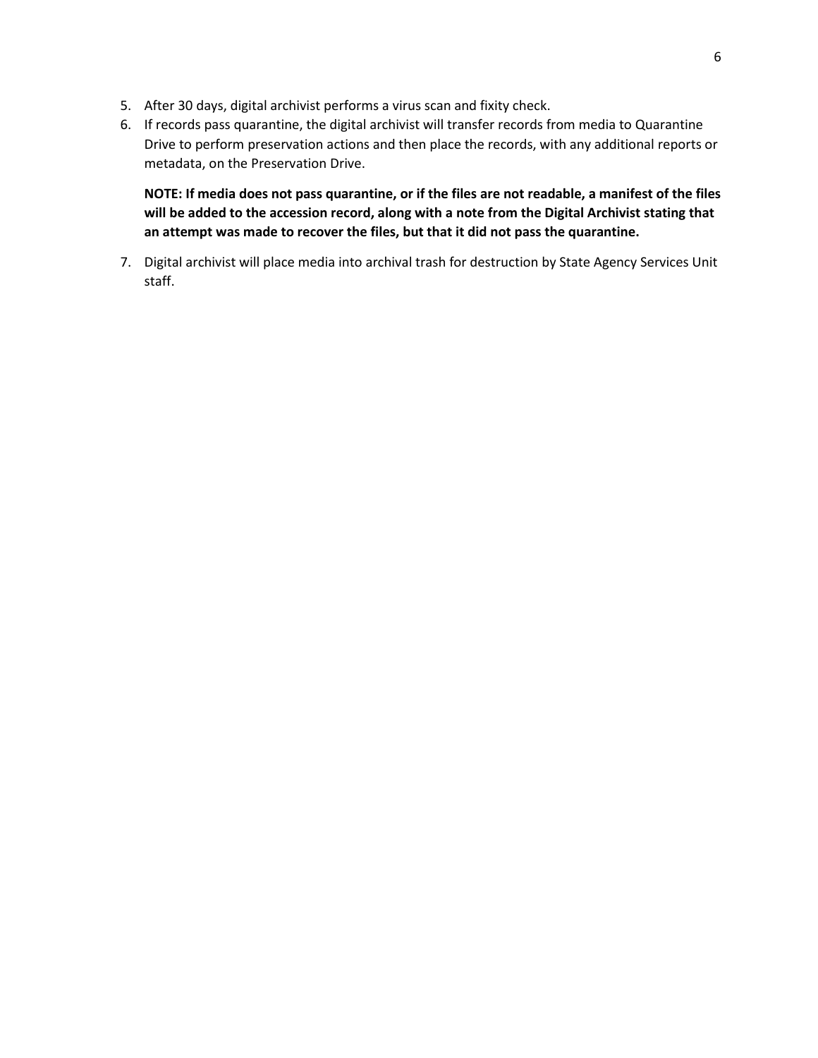5. After 30 days, digital archivist performs a virus scan and fixity check.
6. If records pass quarantine, the digital archivist will transfer records from media to Quarantine Drive to perform preservation actions and then place the records, with any additional reports or metadata, on the Preservation Drive.

   **NOTE: If media does not pass quarantine, or if the files are not readable, a manifest of the files will be added to the accession record, along with a note from the Digital Archivist stating that an attempt was made to recover the files, but that it did not pass the quarantine.**

7. Digital archivist will place media into archival trash for destruction by State Agency Services Unit staff.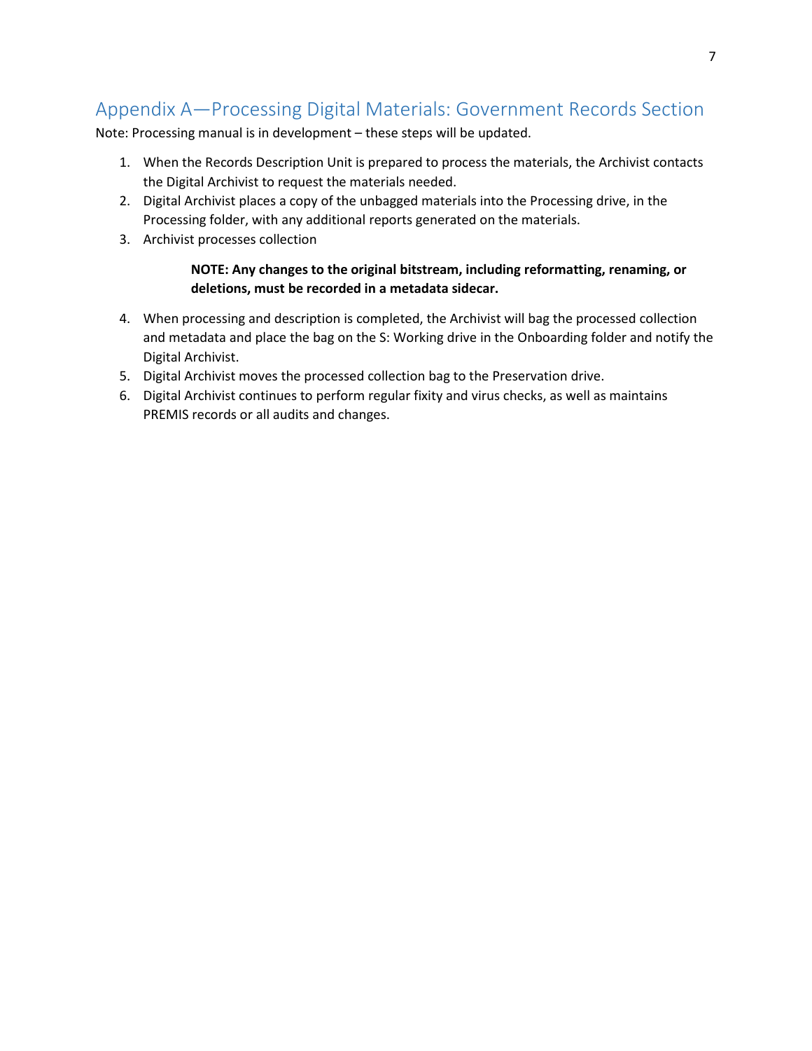# Appendix A—Processing Digital Materials: Government Records Section

Note: Processing manual is in development – these steps will be updated.

1. When the Records Description Unit is prepared to process the materials, the Archivist contacts the Digital Archivist to request the materials needed.
2. Digital Archivist places a copy of the unbagged materials into the Processing drive, in the Processing folder, with any additional reports generated on the materials.
3. Archivist processes collection

   **NOTE: Any changes to the original bitstream, including reformatting, renaming, or deletions, must be recorded in a metadata sidecar.**

4. When processing and description is completed, the Archivist will bag the processed collection and metadata and place the bag on the S: Working drive in the Onboarding folder and notify the Digital Archivist.
5. Digital Archivist moves the processed collection bag to the Preservation drive.
6. Digital Archivist continues to perform regular fixity and virus checks, as well as maintains PREMIS records or all audits and changes.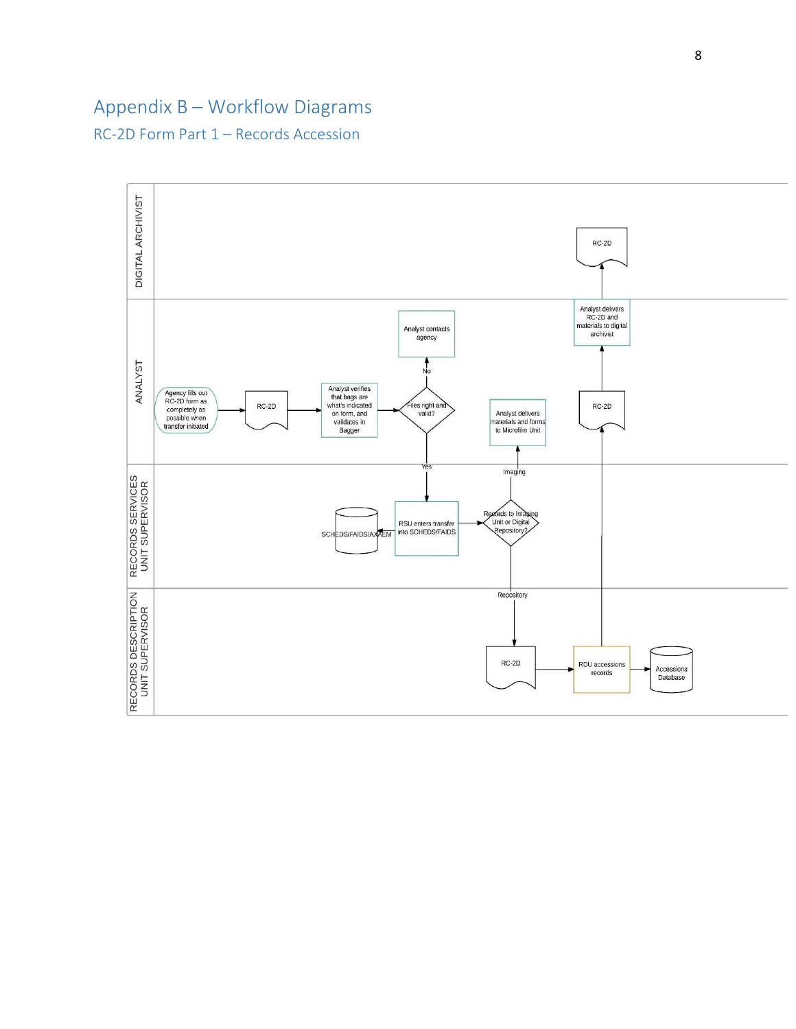# Appendix B – Workflow Diagrams

## RC-2D Form Part 1 – Records Accession

DIGITAL ARCHIVIST

RC-2D

ANALYST

Agency fills out RC-2D form as completely as possible when transfer initiated

RC-2D

Analyst verifies that bags are what's indicated on form, and validates in Bagger

Files right and valid?

No

Analyst contacts agency

Yes

Analyst delivers materials and forms to Microfilm Unit

RC-2D

Analyst delivers RC-2D and materials to digital archivist

RECORDS SERVICES UNIT SUPERVISOR

SCHEDS/FAIDS/AXAEM

RSU enters transfer into SCHEDS/FAIDS

Records to Imaging Unit or Digital Repository?

Imaging

Repository

RECORDS DESCRIPTION UNIT SUPERVISOR

RC-2D

RDU accessions records

Accessions Database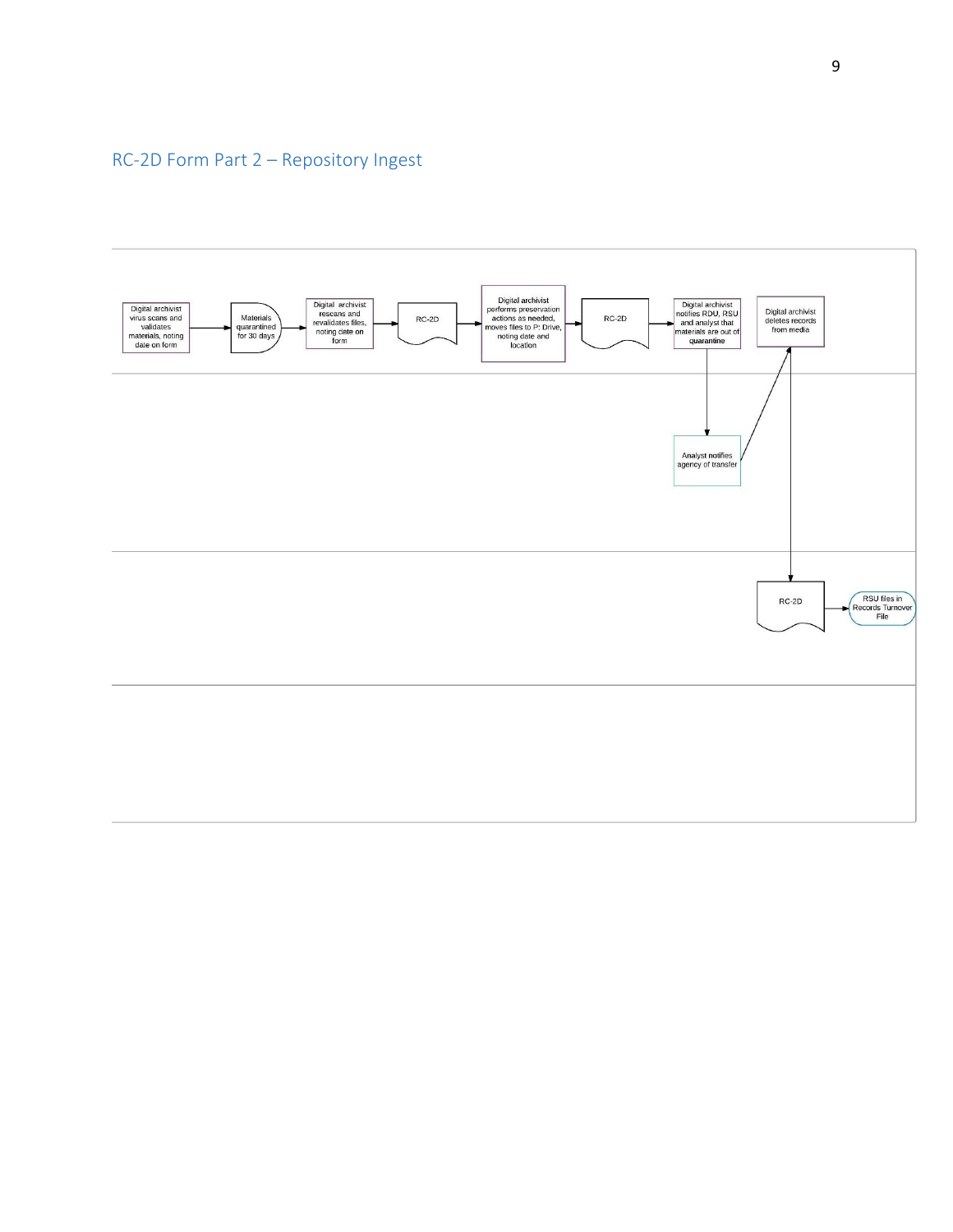## RC-2D Form Part 2 – Repository Ingest

Digital archivist virus scans and validates materials, noting date on form

Materials quarantined for 30 days

Digital archivist rescans and revalidates files, noting date on form

RC-2D

Digital archivist performs preservation actions as needed, moves files to P: Drive, noting date and location

RC-2D

Digital archivist notifies RDU, RSU and analyst that materials are out of quarantine

Digital archivist deletes records from media

Analyst notifies agency of transfer

RC-2D

RSU files in Records Turnover File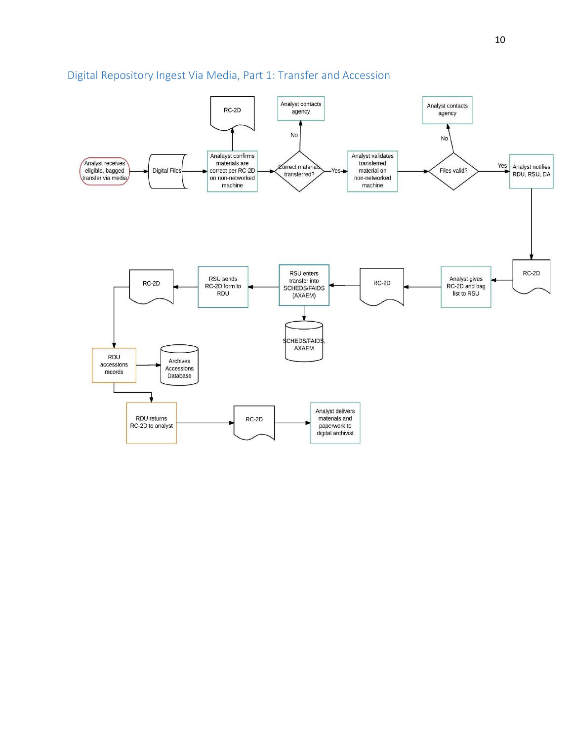## Digital Repository Ingest Via Media, Part 1: Transfer and Accession

Analyst receives eligible, bagged transfer via media

Digital Files

RC-2D

Analayst confirms materials are correct per RC-2D on non-networked machine

Correct materials transferred?

No

Analyst contacts agency

Yes

Analyst validates transferred material on non-networked machine

Files valid?

No

Analyst contacts agency

Yes

Analyst notifies RDU, RSU, DA

RC-2D

Analyst gives RC-2D and bag list to RSU

RC-2D

RSU enters transfer into SCHEDS/FAIDS (AXAEM)

SCHEDS/FAIDS, AXAEM

RSU sends RC-2D form to RDU

RC-2D

RDU accessions records

Archives Accessions Database

RDU returns RC-2D to analyst

RC-2D

Analyst delivers materials and paperwork to digital archivist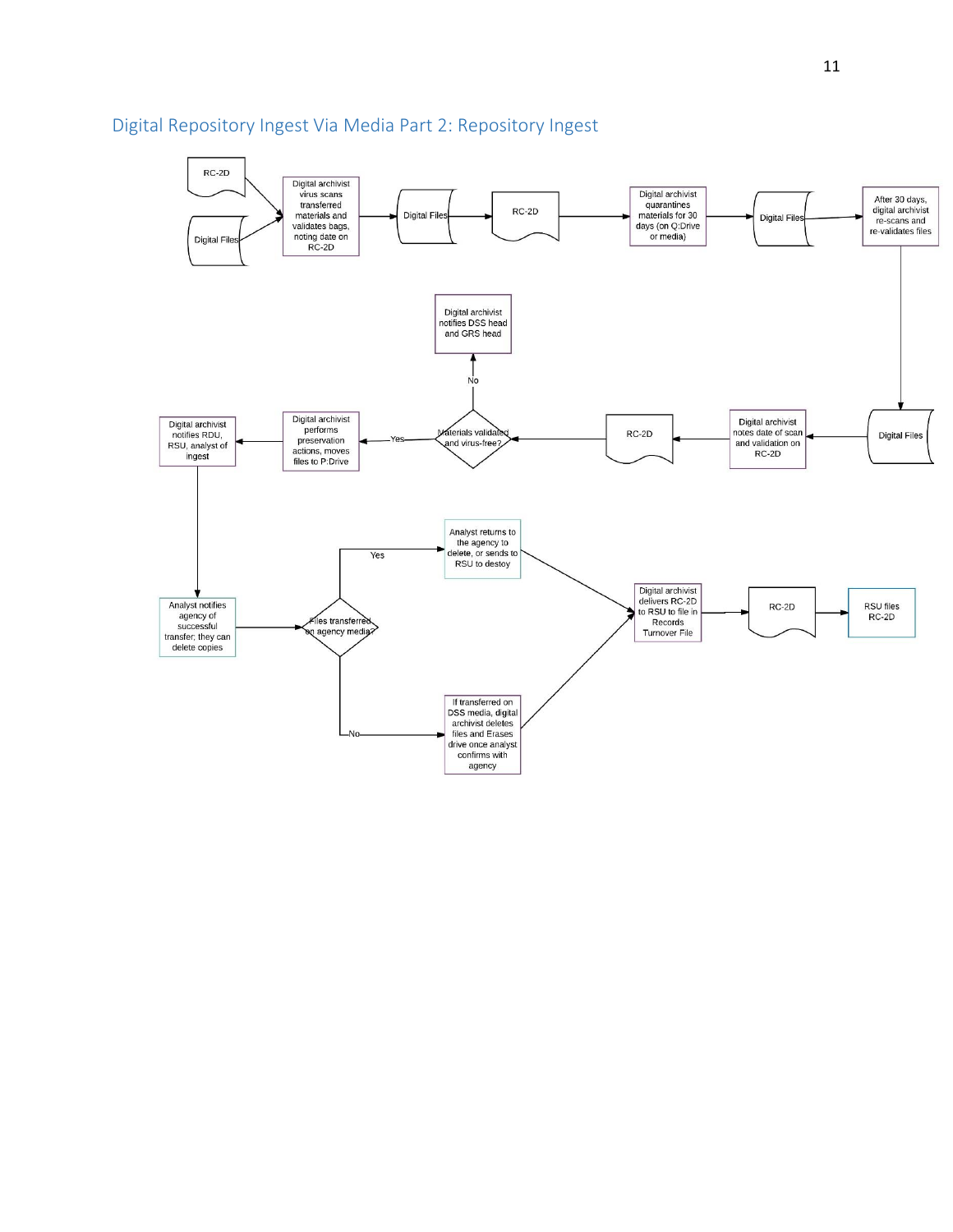## Digital Repository Ingest Via Media Part 2: Repository Ingest

RC-2D

Digital Files

Digital archivist virus scans transferred materials and validates bags, noting date on RC-2D

Digital Files

RC-2D

Digital archivist quarantines materials for 30 days (on Q:Drive or media)

Digital Files

After 30 days, digital archivist re-scans and re-validates files

Digital Files

Digital archivist notes date of scan and validation on RC-2D

RC-2D

Materials validated and virus-free?

No

Digital archivist notifies DSS head and GRS head

Yes

Digital archivist performs preservation actions, moves files to P:Drive

Digital archivist notifies RDU, RSU, analyst of ingest

Analyst notifies agency of successful transfer; they can delete copies

Files transferred on agency media?

Yes

Analyst returns to the agency to delete, or sends to RSU to destoy

No

If transferred on DSS media, digital archivist deletes files and Erases drive once analyst confirms with agency

Digital archivist delivers RC-2D to RSU to file in Records Turnover File

RC-2D

RSU files RC-2D